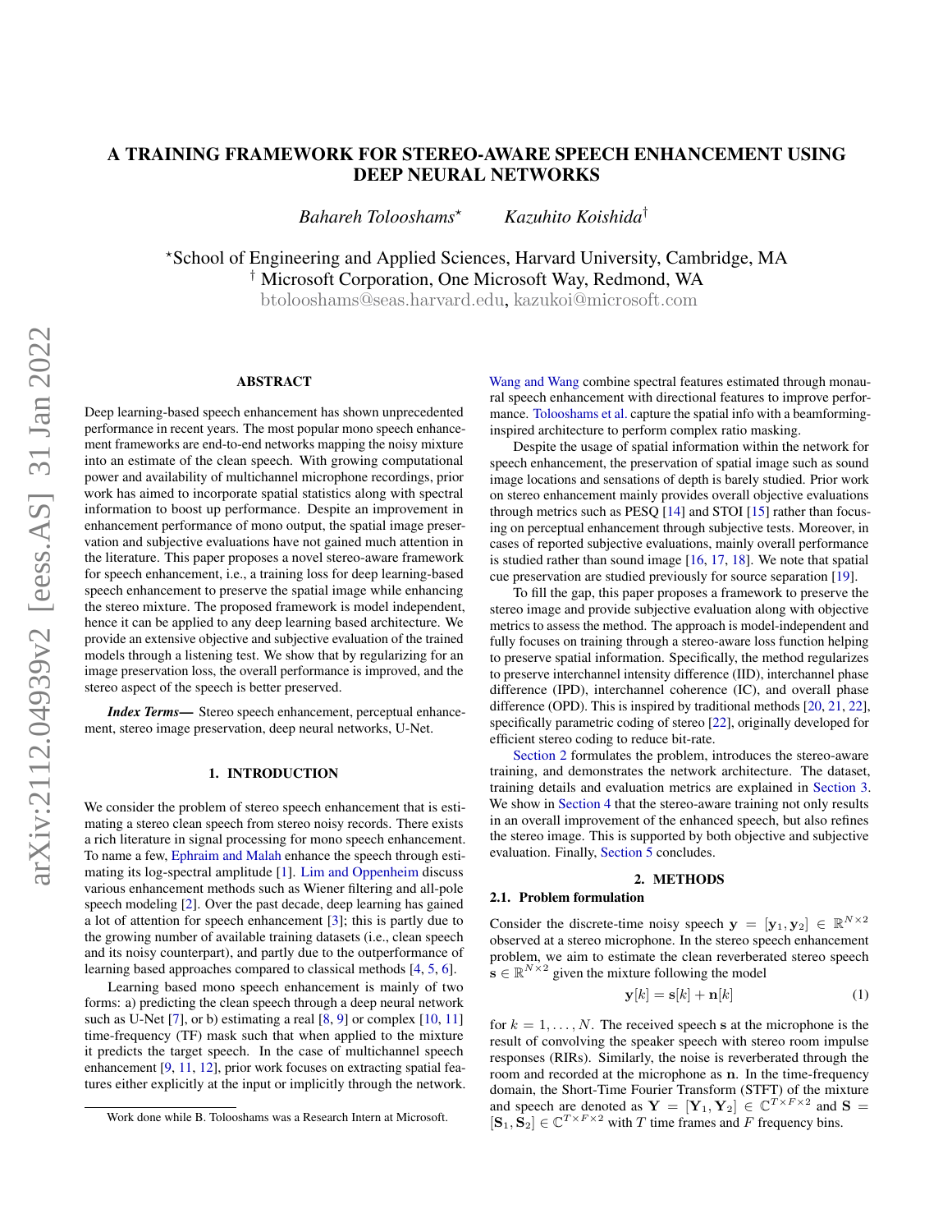# A TRAINING FRAMEWORK FOR STEREO-AWARE SPEECH ENHANCEMENT USING DEEP NEURAL NETWORKS

*Bahareh Tolooshams*[⋆] *Kazuhito Koishida*[†]

[⋆]School of Engineering and Applied Sciences, Harvard University, Cambridge, MA
[†] Microsoft Corporation, One Microsoft Way, Redmond, WA
btolooshams@seas.harvard.edu, kazukoi@microsoft.com

## ABSTRACT

Deep learning-based speech enhancement has shown unprecedented performance in recent years. The most popular mono speech enhancement frameworks are end-to-end networks mapping the noisy mixture into an estimate of the clean speech. With growing computational power and availability of multichannel microphone recordings, prior work has aimed to incorporate spatial statistics along with spectral information to boost up performance. Despite an improvement in enhancement performance of mono output, the spatial image preservation and subjective evaluations have not gained much attention in the literature. This paper proposes a novel stereo-aware framework for speech enhancement, i.e., a training loss for deep learning-based speech enhancement to preserve the spatial image while enhancing the stereo mixture. The proposed framework is model independent, hence it can be applied to any deep learning based architecture. We provide an extensive objective and subjective evaluation of the trained models through a listening test. We show that by regularizing for an image preservation loss, the overall performance is improved, and the stereo aspect of the speech is better preserved.

***Index Terms***— Stereo speech enhancement, perceptual enhancement, stereo image preservation, deep neural networks, U-Net.

## 1. INTRODUCTION

We consider the problem of stereo speech enhancement that is estimating a stereo clean speech from stereo noisy records. There exists a rich literature in signal processing for mono speech enhancement. To name a few, Ephraim and Malah enhance the speech through estimating its log-spectral amplitude [1]. Lim and Oppenheim discuss various enhancement methods such as Wiener filtering and all-pole speech modeling [2]. Over the past decade, deep learning has gained a lot of attention for speech enhancement [3]; this is partly due to the growing number of available training datasets (i.e., clean speech and its noisy counterpart), and partly due to the outperformance of learning based approaches compared to classical methods [4, 5, 6].

Learning based mono speech enhancement is mainly of two forms: a) predicting the clean speech through a deep neural network such as U-Net [7], or b) estimating a real [8, 9] or complex [10, 11] time-frequency (TF) mask such that when applied to the mixture it predicts the target speech. In the case of multichannel speech enhancement [9, 11, 12], prior work focuses on extracting spatial features either explicitly at the input or implicitly through the network. Wang and Wang combine spectral features estimated through monaural speech enhancement with directional features to improve performance. Tolooshams et al. capture the spatial info with a beamforming-inspired architecture to perform complex ratio masking.

Despite the usage of spatial information within the network for speech enhancement, the preservation of spatial image such as sound image locations and sensations of depth is barely studied. Prior work on stereo enhancement mainly provides overall objective evaluations through metrics such as PESQ [14] and STOI [15] rather than focusing on perceptual enhancement through subjective tests. Moreover, in cases of reported subjective evaluations, mainly overall performance is studied rather than sound image [16, 17, 18]. We note that spatial cue preservation are studied previously for source separation [19].

To fill the gap, this paper proposes a framework to preserve the stereo image and provide subjective evaluation along with objective metrics to assess the method. The approach is model-independent and fully focuses on training through a stereo-aware loss function helping to preserve spatial information. Specifically, the method regularizes to preserve interchannel intensity difference (IID), interchannel phase difference (IPD), interchannel coherence (IC), and overall phase difference (OPD). This is inspired by traditional methods [20, 21, 22], specifically parametric coding of stereo [22], originally developed for efficient stereo coding to reduce bit-rate.

Section 2 formulates the problem, introduces the stereo-aware training, and demonstrates the network architecture. The dataset, training details and evaluation metrics are explained in Section 3. We show in Section 4 that the stereo-aware training not only results in an overall improvement of the enhanced speech, but also refines the stereo image. This is supported by both objective and subjective evaluation. Finally, Section 5 concludes.

## 2. METHODS

### 2.1. Problem formulation

Consider the discrete-time noisy speech $\mathbf{y} = [\mathbf{y}_1, \mathbf{y}_2] \in \mathbb{R}^{N \times 2}$ observed at a stereo microphone. In the stereo speech enhancement problem, we aim to estimate the clean reverberated stereo speech $\mathbf{s} \in \mathbb{R}^{N \times 2}$ given the mixture following the model

$$\mathbf{y}[k] = \mathbf{s}[k] + \mathbf{n}[k] \tag{1}$$

for $k = 1, \ldots, N$. The received speech $\mathbf{s}$ at the microphone is the result of convolving the speaker speech with stereo room impulse responses (RIRs). Similarly, the noise is reverberated through the room and recorded at the microphone as $\mathbf{n}$. In the time-frequency domain, the Short-Time Fourier Transform (STFT) of the mixture and speech are denoted as $\mathbf{Y} = [\mathbf{Y}_1, \mathbf{Y}_2] \in \mathbb{C}^{T \times F \times 2}$ and $\mathbf{S} = [\mathbf{S}_1, \mathbf{S}_2] \in \mathbb{C}^{T \times F \times 2}$ with $T$ time frames and $F$ frequency bins.

Work done while B. Tolooshams was a Research Intern at Microsoft.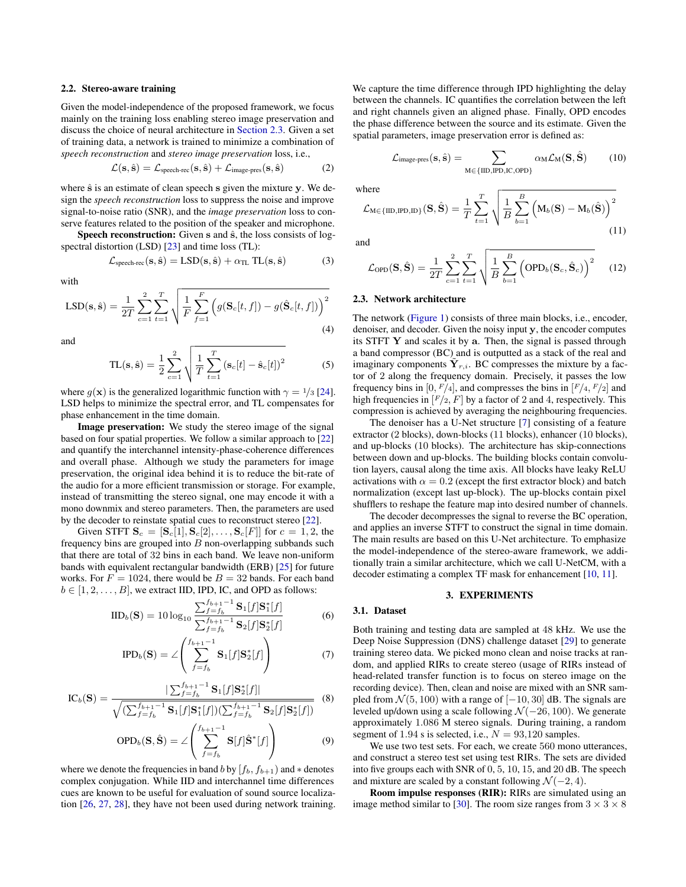### 2.2. Stereo-aware training

Given the model-independence of the proposed framework, we focus mainly on the training loss enabling stereo image preservation and discuss the choice of neural architecture in Section 2.3. Given a set of training data, a network is trained to minimize a combination of *speech reconstruction* and *stereo image preservation* loss, i.e.,

$$\mathcal{L}(\mathbf{s}, \hat{\mathbf{s}}) = \mathcal{L}_{\text{speech-rec}}(\mathbf{s}, \hat{\mathbf{s}}) + \mathcal{L}_{\text{image-pres}}(\mathbf{s}, \hat{\mathbf{s}}) \tag{2}$$

where $\hat{\mathbf{s}}$ is an estimate of clean speech $\mathbf{s}$ given the mixture $\mathbf{y}$. We design the *speech reconstruction* loss to suppress the noise and improve signal-to-noise ratio (SNR), and the *image preservation* loss to conserve features related to the position of the speaker and microphone.

**Speech reconstruction:** Given $\mathbf{s}$ and $\hat{\mathbf{s}}$, the loss consists of log-spectral distortion (LSD) [23] and time loss (TL):

$$\mathcal{L}_{\text{speech-rec}}(\mathbf{s}, \hat{\mathbf{s}}) = \text{LSD}(\mathbf{s}, \hat{\mathbf{s}}) + \alpha_{\text{TL}}\ \text{TL}(\mathbf{s}, \hat{\mathbf{s}}) \tag{3}$$

with

$$\text{LSD}(\mathbf{s}, \hat{\mathbf{s}}) = \frac{1}{2T}\sum_{c=1}^{2}\sum_{t=1}^{T}\sqrt{\frac{1}{F}\sum_{f=1}^{F}\Big(g(\mathbf{S}_c[t,f]) - g(\hat{\mathbf{S}}_c[t,f])\Big)^2} \tag{4}$$

and

$$\text{TL}(\mathbf{s}, \hat{\mathbf{s}}) = \frac{1}{2}\sum_{c=1}^{2}\sqrt{\frac{1}{T}\sum_{t=1}^{T}\left(\mathbf{s}_c[t] - \hat{\mathbf{s}}_c[t]\right)^2} \tag{5}$$

where $g(\mathbf{x})$ is the generalized logarithmic function with $\gamma = 1/3$ [24]. LSD helps to minimize the spectral error, and TL compensates for phase enhancement in the time domain.

**Image preservation:** We study the stereo image of the signal based on four spatial properties. We follow a similar approach to [22] and quantify the interchannel intensity-phase-coherence differences and overall phase. Although we study the parameters for image preservation, the original idea behind it is to reduce the bit-rate of the audio for a more efficient transmission or storage. For example, instead of transmitting the stereo signal, one may encode it with a mono downmix and stereo parameters. Then, the parameters are used by the decoder to reinstate spatial cues to reconstruct stereo [22].

Given STFT $\mathbf{S}_c = [\mathbf{S}_c[1], \mathbf{S}_c[2], \ldots, \mathbf{S}_c[F]]$ for $c = 1, 2$, the frequency bins are grouped into $B$ non-overlapping subbands such that there are total of 32 bins in each band. We leave non-uniform bands with equivalent rectangular bandwidth (ERB) [25] for future works. For $F = 1024$, there would be $B = 32$ bands. For each band $b \in [1, 2, \ldots, B]$, we extract IID, IPD, IC, and OPD as follows:

$$\text{IID}_b(\mathbf{S}) = 10\log_{10}\frac{\sum_{f=f_b}^{f_{b+1}-1}\mathbf{S}_1[f]\mathbf{S}_1^*[f]}{\sum_{f=f_b}^{f_{b+1}-1}\mathbf{S}_2[f]\mathbf{S}_2^*[f]} \tag{6}$$

$$\text{IPD}_b(\mathbf{S}) = \angle\left(\sum_{f=f_b}^{f_{b+1}-1}\mathbf{S}_1[f]\mathbf{S}_2^*[f]\right) \tag{7}$$

$$\text{IC}_b(\mathbf{S}) = \frac{|\sum_{f=f_b}^{f_{b+1}-1}\mathbf{S}_1[f]\mathbf{S}_2^*[f]|}{\sqrt{(\sum_{f=f_b}^{f_{b+1}-1}\mathbf{S}_1[f]\mathbf{S}_1^*[f])(\sum_{f=f_b}^{f_{b+1}-1}\mathbf{S}_2[f]\mathbf{S}_2^*[f])}} \tag{8}$$

$$\text{OPD}_b(\mathbf{S}, \hat{\mathbf{S}}) = \angle\left(\sum_{f=f_b}^{f_{b+1}-1}\mathbf{S}[f]\hat{\mathbf{S}}^*[f]\right) \tag{9}$$

where we denote the frequencies in band $b$ by $[f_b, f_{b+1})$ and $*$ denotes complex conjugation. While IID and interchannel time differences cues are known to be useful for evaluation of sound source localization [26, 27, 28], they have not been used during network training. We capture the time difference through IPD highlighting the delay between the channels. IC quantifies the correlation between the left and right channels given an aligned phase. Finally, OPD encodes the phase difference between the source and its estimate. Given the spatial parameters, image preservation error is defined as:

$$\mathcal{L}_{\text{image-pres}}(\mathbf{s}, \hat{\mathbf{s}}) = \sum_{\text{M}\in\{\text{IID,IPD,IC,OPD}\}}\alpha_{\text{M}}\mathcal{L}_{\text{M}}(\mathbf{S}, \hat{\mathbf{S}}) \tag{10}$$

where

$$\mathcal{L}_{\text{M}\in\{\text{IID,IPD,ID}\}}(\mathbf{S}, \hat{\mathbf{S}}) = \frac{1}{T}\sum_{t=1}^{T}\sqrt{\frac{1}{B}\sum_{b=1}^{B}\Big(\text{M}_b(\mathbf{S}) - \text{M}_b(\hat{\mathbf{S}})\Big)^2} \tag{11}$$

and

$$\mathcal{L}_{\text{OPD}}(\mathbf{S}, \hat{\mathbf{S}}) = \frac{1}{2T}\sum_{c=1}^{2}\sum_{t=1}^{T}\sqrt{\frac{1}{B}\sum_{b=1}^{B}\Big(\text{OPD}_b(\mathbf{S}_c, \hat{\mathbf{S}}_c)\Big)^2} \tag{12}$$

### 2.3. Network architecture

The network (Figure 1) consists of three main blocks, i.e., encoder, denoiser, and decoder. Given the noisy input $\mathbf{y}$, the encoder computes its STFT $\mathbf{Y}$ and scales it by $\mathbf{a}$. Then, the signal is passed through a band compressor (BC) and is outputted as a stack of the real and imaginary components $\tilde{\mathbf{Y}}_{r,i}$. BC compresses the mixture by a factor of 2 along the frequency domain. Precisely, it passes the low frequency bins in $[0, F/4]$, and compresses the bins in $[F/4, F/2]$ and high frequencies in $[F/2, F]$ by a factor of 2 and 4, respectively. This compression is achieved by averaging the neighbouring frequencies.

The denoiser has a U-Net structure [7] consisting of a feature extractor (2 blocks), down-blocks (11 blocks), enhancer (10 blocks), and up-blocks (10 blocks). The architecture has skip-connections between down and up-blocks. The building blocks contain convolution layers, causal along the time axis. All blocks have leaky ReLU activations with $\alpha = 0.2$ (except the first extractor block) and batch normalization (except last up-block). The up-blocks contain pixel shufflers to reshape the feature map into desired number of channels.

The decoder decompresses the signal to reverse the BC operation, and applies an inverse STFT to construct the signal in time domain. The main results are based on this U-Net architecture. To emphasize the model-independence of the stereo-aware framework, we additionally train a similar architecture, which we call U-NetCM, with a decoder estimating a complex TF mask for enhancement [10, 11].

## 3. EXPERIMENTS

### 3.1. Dataset

Both training and testing data are sampled at 48 kHz. We use the Deep Noise Suppression (DNS) challenge dataset [29] to generate training stereo data. We picked mono clean and noise tracks at random, and applied RIRs to create stereo (usage of RIRs instead of head-related transfer function is to focus on stereo image on the recording device). Then, clean and noise are mixed with an SNR sampled from $\mathcal{N}(5, 100)$ with a range of $[-10, 30]$ dB. The signals are leveled up/down using a scale following $\mathcal{N}(-26, 100)$. We generate approximately 1.086 M stereo signals. During training, a random segment of 1.94 s is selected, i.e., $N = 93{,}120$ samples.

We use two test sets. For each, we create 560 mono utterances, and construct a stereo test set using test RIRs. The sets are divided into five groups each with SNR of 0, 5, 10, 15, and 20 dB. The speech and mixture are scaled by a constant following $\mathcal{N}(-2, 4)$.

**Room impulse responses (RIR):** RIRs are simulated using an image method similar to [30]. The room size ranges from $3 \times 3 \times 8$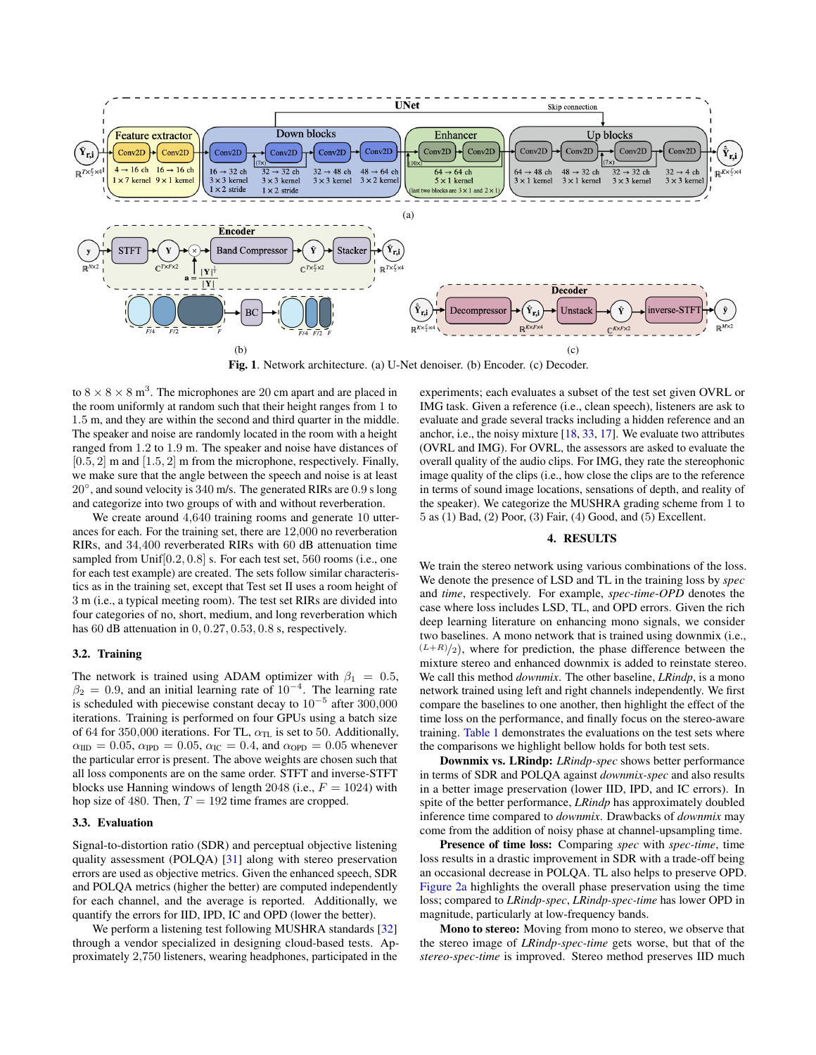Fig. 1. Network architecture. (a) U-Net denoiser. (b) Encoder. (c) Decoder.

to $8 \times 8 \times 8$ m$^3$. The microphones are 20 cm apart and are placed in the room uniformly at random such that their height ranges from 1 to 1.5 m, and they are within the second and third quarter in the middle. The speaker and noise are randomly located in the room with a height ranged from 1.2 to 1.9 m. The speaker and noise have distances of $[0.5, 2]$ m and $[1.5, 2]$ m from the microphone, respectively. Finally, we make sure that the angle between the speaker and noise is at least $20°$, and sound velocity is 340 m/s. The generated RIRs are 0.9 s long and categorize into two groups of with and without reverberation.

We create around 4,640 training rooms and generate 10 utterances for each. For the training set, there are 12,000 no reverberation RIRs, and 34,400 reverberated RIRs with 60 dB attenuation time sampled from Unif$[0.2, 0.8]$ s. For each test set, 560 rooms (i.e., one for each test example) are created. The sets follow similar characteristics as in the training set, except that Test set II uses a room height of 3 m (i.e., a typical meeting room). The test set RIRs are divided into four categories of no, short, medium, and long reverberation which has 60 dB attenuation in $0, 0.27, 0.53, 0.8$ s, respectively.

### 3.2. Training

The network is trained using ADAM optimizer with $\beta_1 = 0.5$, $\beta_2 = 0.9$, and an initial learning rate of $10^{-4}$. The learning rate is scheduled with piecewise constant decay to $10^{-5}$ after 300,000 iterations. Training is performed on four GPUs using a batch size of 64 for 350,000 iterations. For TL, $\alpha_{\text{TL}}$ is set to 50. Additionally, $\alpha_{\text{IID}} = 0.05$, $\alpha_{\text{IPD}} = 0.05$, $\alpha_{\text{IC}} = 0.4$, and $\alpha_{\text{OPD}} = 0.05$ whenever the particular error is present. The above weights are chosen such that all loss components are on the same order. STFT and inverse-STFT blocks use Hanning windows of length 2048 (i.e., $F = 1024$) with hop size of 480. Then, $T = 192$ time frames are cropped.

### 3.3. Evaluation

Signal-to-distortion ratio (SDR) and perceptual objective listening quality assessment (POLQA) [31] along with stereo preservation errors are used as objective metrics. Given the enhanced speech, SDR and POLQA metrics (higher the better) are computed independently for each channel, and the average is reported. Additionally, we quantify the errors for IID, IPD, IC and OPD (lower the better).

We perform a listening test following MUSHRA standards [32] through a vendor specialized in designing cloud-based tests. Approximately 2,750 listeners, wearing headphones, participated in the experiments; each evaluates a subset of the test set given OVRL or IMG task. Given a reference (i.e., clean speech), listeners are ask to evaluate and grade several tracks including a hidden reference and an anchor, i.e., the noisy mixture [18, 33, 17]. We evaluate two attributes (OVRL and IMG). For OVRL, the assessors are asked to evaluate the overall quality of the audio clips. For IMG, they rate the stereophonic image quality of the clips (i.e., how close the clips are to the reference in terms of sound image locations, sensations of depth, and reality of the speaker). We categorize the MUSHRA grading scheme from 1 to 5 as (1) Bad, (2) Poor, (3) Fair, (4) Good, and (5) Excellent.

## 4. RESULTS

We train the stereo network using various combinations of the loss. We denote the presence of LSD and TL in the training loss by *spec* and *time*, respectively. For example, *spec-time-OPD* denotes the case where loss includes LSD, TL, and OPD errors. Given the rich deep learning literature on enhancing mono signals, we consider two baselines. A mono network that is trained using downmix (i.e., $^{(L+R)}/_2$), where for prediction, the phase difference between the mixture stereo and enhanced downmix is added to reinstate stereo. We call this method *downmix*. The other baseline, *LRindp*, is a mono network trained using left and right channels independently. We first compare the baselines to one another, then highlight the effect of the time loss on the performance, and finally focus on the stereo-aware training. Table 1 demonstrates the evaluations on the test sets where the comparisons we highlight bellow holds for both test sets.

**Downmix vs. LRindp:** *LRindp-spec* shows better performance in terms of SDR and POLQA against *downmix-spec* and also results in a better image preservation (lower IID, IPD, and IC errors). In spite of the better performance, *LRindp* has approximately doubled inference time compared to *downmix*. Drawbacks of *downmix* may come from the addition of noisy phase at channel-upsampling time.

**Presence of time loss:** Comparing *spec* with *spec-time*, time loss results in a drastic improvement in SDR with a trade-off being an occasional decrease in POLQA. TL also helps to preserve OPD. Figure 2a highlights the overall phase preservation using the time loss; compared to *LRindp-spec*, *LRindp-spec-time* has lower OPD in magnitude, particularly at low-frequency bands.

**Mono to stereo:** Moving from mono to stereo, we observe that the stereo image of *LRindp-spec-time* gets worse, but that of the *stereo-spec-time* is improved. Stereo method preserves IID much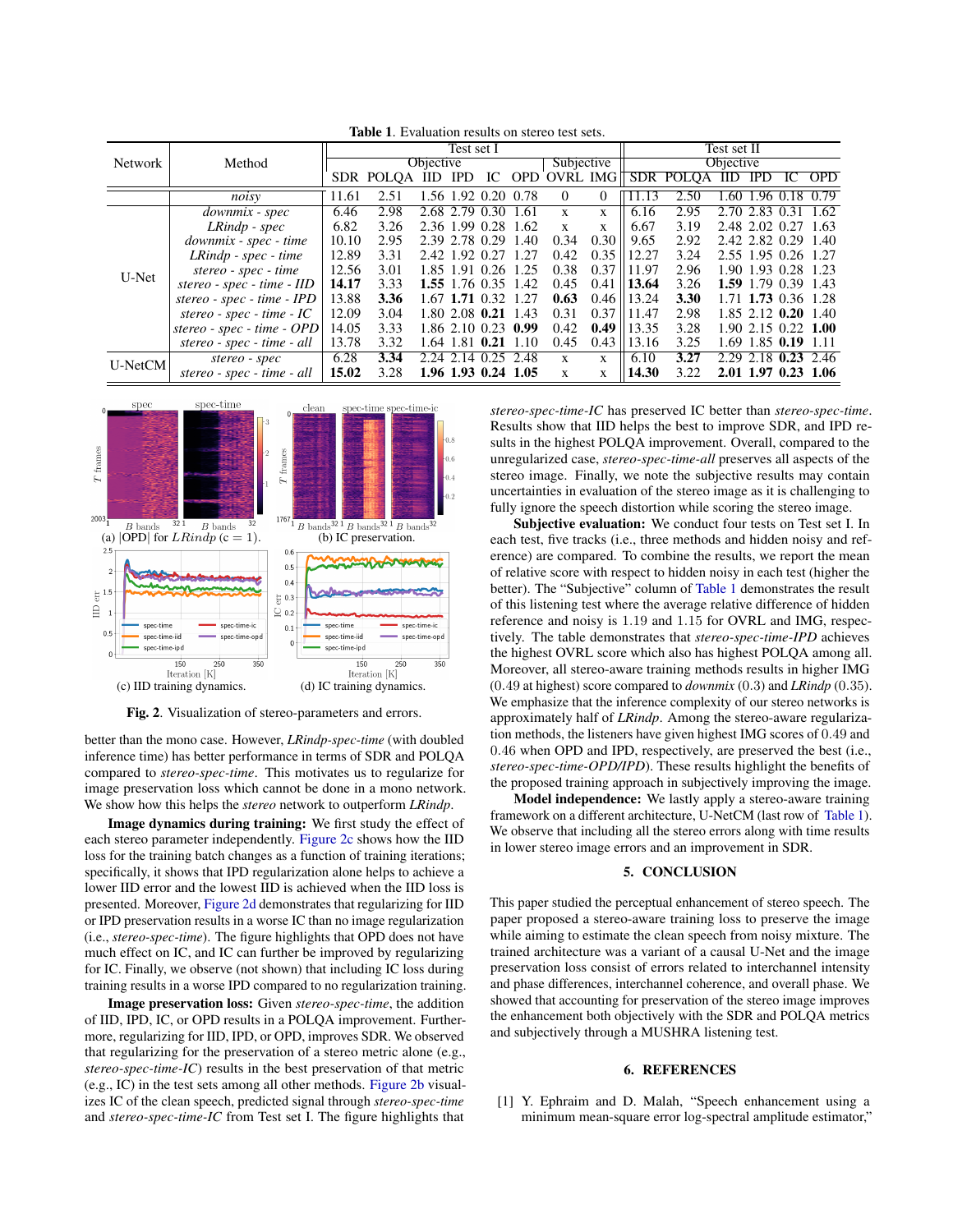**Table 1**. Evaluation results on stereo test sets.

| Network | Method | Test set I | | | | | | | | Test set II | | | | | |
|---|---|---|---|---|---|---|---|---|---|---|---|---|---|---|---|
| | | Objective | | | | | | Subjective | | Objective | | | | | |
| | | SDR | POLQA | IID | IPD | IC | OPD | OVRL | IMG | SDR | POLQA | IID | IPD | IC | OPD |
| | *noisy* | 11.61 | 2.51 | 1.56 | 1.92 | 0.20 | 0.78 | 0 | 0 | 11.13 | 2.50 | 1.60 | 1.96 | 0.18 | 0.79 |
| U-Net | *downmix - spec* | 6.46 | 2.98 | 2.68 | 2.79 | 0.30 | 1.61 | x | x | 6.16 | 2.95 | 2.70 | 2.83 | 0.31 | 1.62 |
| | *LRindp - spec* | 6.82 | 3.26 | 2.36 | 1.99 | 0.28 | 1.62 | x | x | 6.67 | 3.19 | 2.48 | 2.02 | 0.27 | 1.63 |
| | *downmix - spec - time* | 10.10 | 2.95 | 2.39 | 2.78 | 0.29 | 1.40 | 0.34 | 0.30 | 9.65 | 2.92 | 2.42 | 2.82 | 0.29 | 1.40 |
| | *LRindp - spec - time* | 12.89 | 3.31 | 2.42 | 1.92 | 0.27 | 1.27 | 0.42 | 0.35 | 12.27 | 3.24 | 2.55 | 1.95 | 0.26 | 1.27 |
| | *stereo - spec - time* | 12.56 | 3.01 | 1.85 | 1.91 | 0.26 | 1.25 | 0.38 | 0.37 | 11.97 | 2.96 | 1.90 | 1.93 | 0.28 | 1.23 |
| | *stereo - spec - time - IID* | **14.17** | 3.33 | **1.55** | 1.76 | 0.35 | 1.42 | 0.45 | 0.41 | **13.64** | 3.26 | **1.59** | 1.79 | 0.39 | 1.43 |
| | *stereo - spec - time - IPD* | 13.88 | **3.36** | 1.67 | **1.71** | 0.32 | 1.27 | **0.63** | 0.46 | 13.24 | **3.30** | 1.71 | **1.73** | 0.36 | 1.28 |
| | *stereo - spec - time - IC* | 12.09 | 3.04 | 1.80 | 2.08 | **0.21** | 1.43 | 0.31 | 0.37 | 11.47 | 2.98 | 1.85 | 2.12 | **0.20** | 1.40 |
| | *stereo - spec - time - OPD* | 14.05 | 3.33 | 1.86 | 2.10 | 0.23 | **0.99** | 0.42 | **0.49** | 13.35 | 3.28 | 1.90 | 2.15 | 0.22 | **1.00** |
| | *stereo - spec - time - all* | 13.78 | 3.32 | 1.64 | 1.81 | **0.21** | 1.10 | 0.45 | 0.43 | 13.16 | 3.25 | 1.69 | 1.85 | **0.19** | 1.11 |
| U-NetCM | *stereo - spec* | 6.28 | **3.34** | 2.24 | 2.14 | 0.25 | 2.48 | x | x | 6.10 | **3.27** | 2.29 | 2.18 | **0.23** | 2.46 |
| | *stereo - spec - time - all* | **15.02** | 3.28 | **1.96** | **1.93** | **0.24** | **1.05** | x | x | **14.30** | 3.22 | **2.01** | **1.97** | **0.23** | **1.06** |

(a) |OPD| for *LRindp* ($c = 1$). (b) IC preservation. (c) IID training dynamics. (d) IC training dynamics.

**Fig. 2**. Visualization of stereo-parameters and errors.

better than the mono case. However, *LRindp-spec-time* (with doubled inference time) has better performance in terms of SDR and POLQA compared to *stereo-spec-time*. This motivates us to regularize for image preservation loss which cannot be done in a mono network. We show how this helps the *stereo* network to outperform *LRindp*.

**Image dynamics during training:** We first study the effect of each stereo parameter independently. Figure 2c shows how the IID loss for the training batch changes as a function of training iterations; specifically, it shows that IPD regularization alone helps to achieve a lower IID error and the lowest IID is achieved when the IID loss is presented. Moreover, Figure 2d demonstrates that regularizing for IID or IPD preservation results in a worse IC than no image regularization (i.e., *stereo-spec-time*). The figure highlights that OPD does not have much effect on IC, and IC can further be improved by regularizing for IC. Finally, we observe (not shown) that including IC loss during training results in a worse IPD compared to no regularization training.

**Image preservation loss:** Given *stereo-spec-time*, the addition of IID, IPD, IC, or OPD results in a POLQA improvement. Furthermore, regularizing for IID, IPD, or OPD, improves SDR. We observed that regularizing for the preservation of a stereo metric alone (e.g., *stereo-spec-time-IC*) results in the best preservation of that metric (e.g., IC) in the test sets among all other methods. Figure 2b visualizes IC of the clean speech, predicted signal through *stereo-spec-time* and *stereo-spec-time-IC* from Test set I. The figure highlights that *stereo-spec-time-IC* has preserved IC better than *stereo-spec-time*. Results show that IID helps the best to improve SDR, and IPD results in the highest POLQA improvement. Overall, compared to the unregularized case, *stereo-spec-time-all* preserves all aspects of the stereo image. Finally, we note the subjective results may contain uncertainties in evaluation of the stereo image as it is challenging to fully ignore the speech distortion while scoring the stereo image.

**Subjective evaluation:** We conduct four tests on Test set I. In each test, five tracks (i.e., three methods and hidden noisy and reference) are compared. To combine the results, we report the mean of relative score with respect to hidden noisy in each test (higher the better). The "Subjective" column of Table 1 demonstrates the result of this listening test where the average relative difference of hidden reference and noisy is 1.19 and 1.15 for OVRL and IMG, respectively. The table demonstrates that *stereo-spec-time-IPD* achieves the highest OVRL score which also has highest POLQA among all. Moreover, all stereo-aware training methods results in higher IMG (0.49 at highest) score compared to *downmix* (0.3) and *LRindp* (0.35). We emphasize that the inference complexity of our stereo networks is approximately half of *LRindp*. Among the stereo-aware regularization methods, the listeners have given highest IMG scores of 0.49 and 0.46 when OPD and IPD, respectively, are preserved the best (i.e., *stereo-spec-time-OPD/IPD*). These results highlight the benefits of the proposed training approach in subjectively improving the image.

**Model independence:** We lastly apply a stereo-aware training framework on a different architecture, U-NetCM (last row of Table 1). We observe that including all the stereo errors along with time results in lower stereo image errors and an improvement in SDR.

## 5. CONCLUSION

This paper studied the perceptual enhancement of stereo speech. The paper proposed a stereo-aware training loss to preserve the image while aiming to estimate the clean speech from noisy mixture. The trained architecture was a variant of a causal U-Net and the image preservation loss consist of errors related to interchannel intensity and phase differences, interchannel coherence, and overall phase. We showed that accounting for preservation of the stereo image improves the enhancement both objectively with the SDR and POLQA metrics and subjectively through a MUSHRA listening test.

## 6. REFERENCES

[1] Y. Ephraim and D. Malah, "Speech enhancement using a minimum mean-square error log-spectral amplitude estimator,"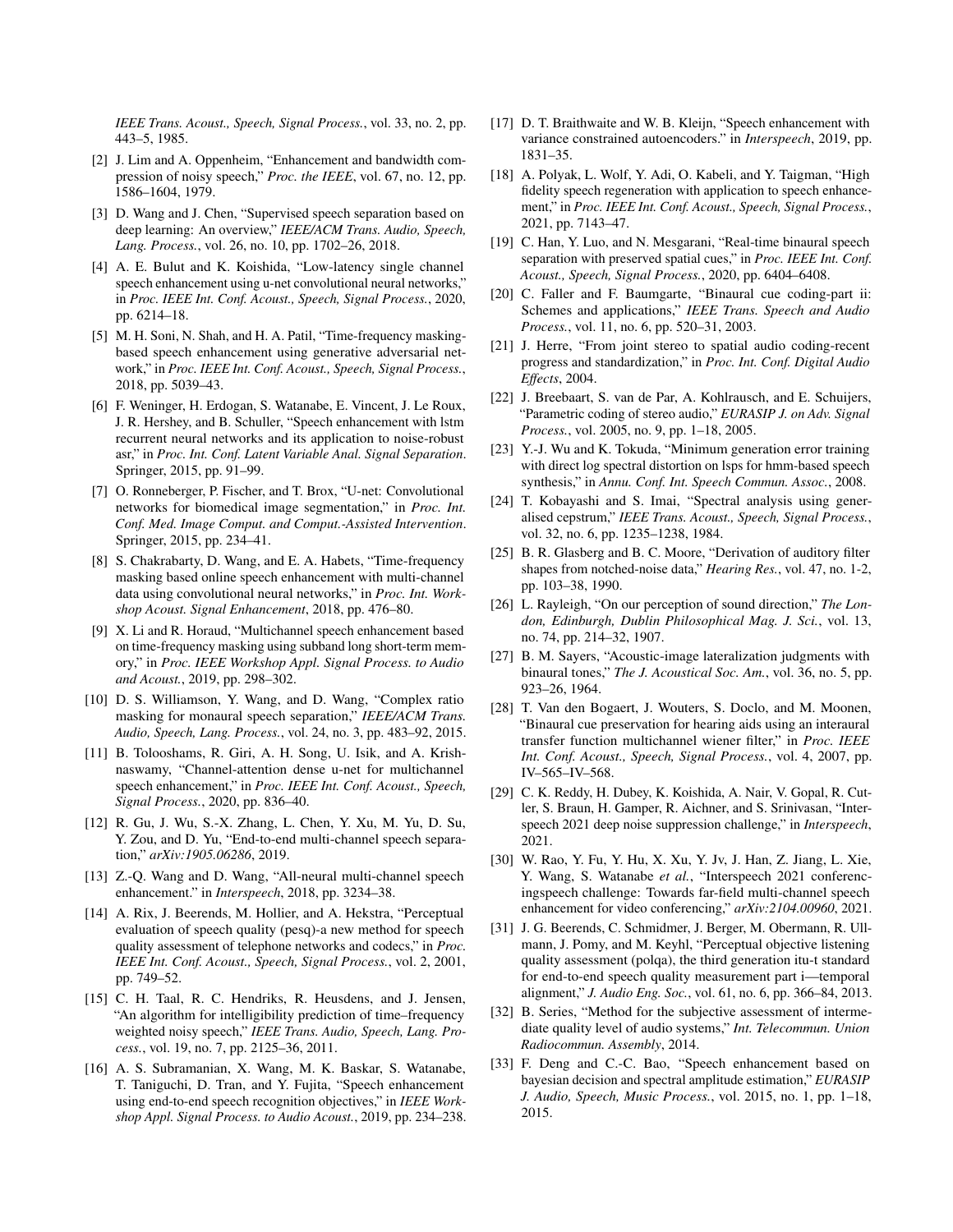*IEEE Trans. Acoust., Speech, Signal Process.*, vol. 33, no. 2, pp. 443–5, 1985.

[2] J. Lim and A. Oppenheim, "Enhancement and bandwidth compression of noisy speech," *Proc. the IEEE*, vol. 67, no. 12, pp. 1586–1604, 1979.

[3] D. Wang and J. Chen, "Supervised speech separation based on deep learning: An overview," *IEEE/ACM Trans. Audio, Speech, Lang. Process.*, vol. 26, no. 10, pp. 1702–26, 2018.

[4] A. E. Bulut and K. Koishida, "Low-latency single channel speech enhancement using u-net convolutional neural networks," in *Proc. IEEE Int. Conf. Acoust., Speech, Signal Process.*, 2020, pp. 6214–18.

[5] M. H. Soni, N. Shah, and H. A. Patil, "Time-frequency masking-based speech enhancement using generative adversarial network," in *Proc. IEEE Int. Conf. Acoust., Speech, Signal Process.*, 2018, pp. 5039–43.

[6] F. Weninger, H. Erdogan, S. Watanabe, E. Vincent, J. Le Roux, J. R. Hershey, and B. Schuller, "Speech enhancement with lstm recurrent neural networks and its application to noise-robust asr," in *Proc. Int. Conf. Latent Variable Anal. Signal Separation*. Springer, 2015, pp. 91–99.

[7] O. Ronneberger, P. Fischer, and T. Brox, "U-net: Convolutional networks for biomedical image segmentation," in *Proc. Int. Conf. Med. Image Comput. and Comput.-Assisted Intervention*. Springer, 2015, pp. 234–41.

[8] S. Chakrabarty, D. Wang, and E. A. Habets, "Time-frequency masking based online speech enhancement with multi-channel data using convolutional neural networks," in *Proc. Int. Workshop Acoust. Signal Enhancement*, 2018, pp. 476–80.

[9] X. Li and R. Horaud, "Multichannel speech enhancement based on time-frequency masking using subband long short-term memory," in *Proc. IEEE Workshop Appl. Signal Process. to Audio and Acoust.*, 2019, pp. 298–302.

[10] D. S. Williamson, Y. Wang, and D. Wang, "Complex ratio masking for monaural speech separation," *IEEE/ACM Trans. Audio, Speech, Lang. Process.*, vol. 24, no. 3, pp. 483–92, 2015.

[11] B. Tolooshams, R. Giri, A. H. Song, U. Isik, and A. Krishnaswamy, "Channel-attention dense u-net for multichannel speech enhancement," in *Proc. IEEE Int. Conf. Acoust., Speech, Signal Process.*, 2020, pp. 836–40.

[12] R. Gu, J. Wu, S.-X. Zhang, L. Chen, Y. Xu, M. Yu, D. Su, Y. Zou, and D. Yu, "End-to-end multi-channel speech separation," *arXiv:1905.06286*, 2019.

[13] Z.-Q. Wang and D. Wang, "All-neural multi-channel speech enhancement." in *Interspeech*, 2018, pp. 3234–38.

[14] A. Rix, J. Beerends, M. Hollier, and A. Hekstra, "Perceptual evaluation of speech quality (pesq)-a new method for speech quality assessment of telephone networks and codecs," in *Proc. IEEE Int. Conf. Acoust., Speech, Signal Process.*, vol. 2, 2001, pp. 749–52.

[15] C. H. Taal, R. C. Hendriks, R. Heusdens, and J. Jensen, "An algorithm for intelligibility prediction of time–frequency weighted noisy speech," *IEEE Trans. Audio, Speech, Lang. Process.*, vol. 19, no. 7, pp. 2125–36, 2011.

[16] A. S. Subramanian, X. Wang, M. K. Baskar, S. Watanabe, T. Taniguchi, D. Tran, and Y. Fujita, "Speech enhancement using end-to-end speech recognition objectives," in *IEEE Workshop Appl. Signal Process. to Audio Acoust.*, 2019, pp. 234–238.

[17] D. T. Braithwaite and W. B. Kleijn, "Speech enhancement with variance constrained autoencoders." in *Interspeech*, 2019, pp. 1831–35.

[18] A. Polyak, L. Wolf, Y. Adi, O. Kabeli, and Y. Taigman, "High fidelity speech regeneration with application to speech enhancement," in *Proc. IEEE Int. Conf. Acoust., Speech, Signal Process.*, 2021, pp. 7143–47.

[19] C. Han, Y. Luo, and N. Mesgarani, "Real-time binaural speech separation with preserved spatial cues," in *Proc. IEEE Int. Conf. Acoust., Speech, Signal Process.*, 2020, pp. 6404–6408.

[20] C. Faller and F. Baumgarte, "Binaural cue coding-part ii: Schemes and applications," *IEEE Trans. Speech and Audio Process.*, vol. 11, no. 6, pp. 520–31, 2003.

[21] J. Herre, "From joint stereo to spatial audio coding-recent progress and standardization," in *Proc. Int. Conf. Digital Audio Effects*, 2004.

[22] J. Breebaart, S. van de Par, A. Kohlrausch, and E. Schuijers, "Parametric coding of stereo audio," *EURASIP J. on Adv. Signal Process.*, vol. 2005, no. 9, pp. 1–18, 2005.

[23] Y.-J. Wu and K. Tokuda, "Minimum generation error training with direct log spectral distortion on lsps for hmm-based speech synthesis," in *Annu. Conf. Int. Speech Commun. Assoc.*, 2008.

[24] T. Kobayashi and S. Imai, "Spectral analysis using generalised cepstrum," *IEEE Trans. Acoust., Speech, Signal Process.*, vol. 32, no. 6, pp. 1235–1238, 1984.

[25] B. R. Glasberg and B. C. Moore, "Derivation of auditory filter shapes from notched-noise data," *Hearing Res.*, vol. 47, no. 1-2, pp. 103–38, 1990.

[26] L. Rayleigh, "On our perception of sound direction," *The London, Edinburgh, Dublin Philosophical Mag. J. Sci.*, vol. 13, no. 74, pp. 214–32, 1907.

[27] B. M. Sayers, "Acoustic-image lateralization judgments with binaural tones," *The J. Acoustical Soc. Am.*, vol. 36, no. 5, pp. 923–26, 1964.

[28] T. Van den Bogaert, J. Wouters, S. Doclo, and M. Moonen, "Binaural cue preservation for hearing aids using an interaural transfer function multichannel wiener filter," in *Proc. IEEE Int. Conf. Acoust., Speech, Signal Process.*, vol. 4, 2007, pp. IV–565–IV–568.

[29] C. K. Reddy, H. Dubey, K. Koishida, A. Nair, V. Gopal, R. Cutler, S. Braun, H. Gamper, R. Aichner, and S. Srinivasan, "Interspeech 2021 deep noise suppression challenge," in *Interspeech*, 2021.

[30] W. Rao, Y. Fu, Y. Hu, X. Xu, Y. Jv, J. Han, Z. Jiang, L. Xie, Y. Wang, S. Watanabe *et al.*, "Interspeech 2021 conferencingspeech challenge: Towards far-field multi-channel speech enhancement for video conferencing," *arXiv:2104.00960*, 2021.

[31] J. G. Beerends, C. Schmidmer, J. Berger, M. Obermann, R. Ullmann, J. Pomy, and M. Keyhl, "Perceptual objective listening quality assessment (polqa), the third generation itu-t standard for end-to-end speech quality measurement part i—temporal alignment," *J. Audio Eng. Soc.*, vol. 61, no. 6, pp. 366–84, 2013.

[32] B. Series, "Method for the subjective assessment of intermediate quality level of audio systems," *Int. Telecommun. Union Radiocommun. Assembly*, 2014.

[33] F. Deng and C.-C. Bao, "Speech enhancement based on bayesian decision and spectral amplitude estimation," *EURASIP J. Audio, Speech, Music Process.*, vol. 2015, no. 1, pp. 1–18, 2015.